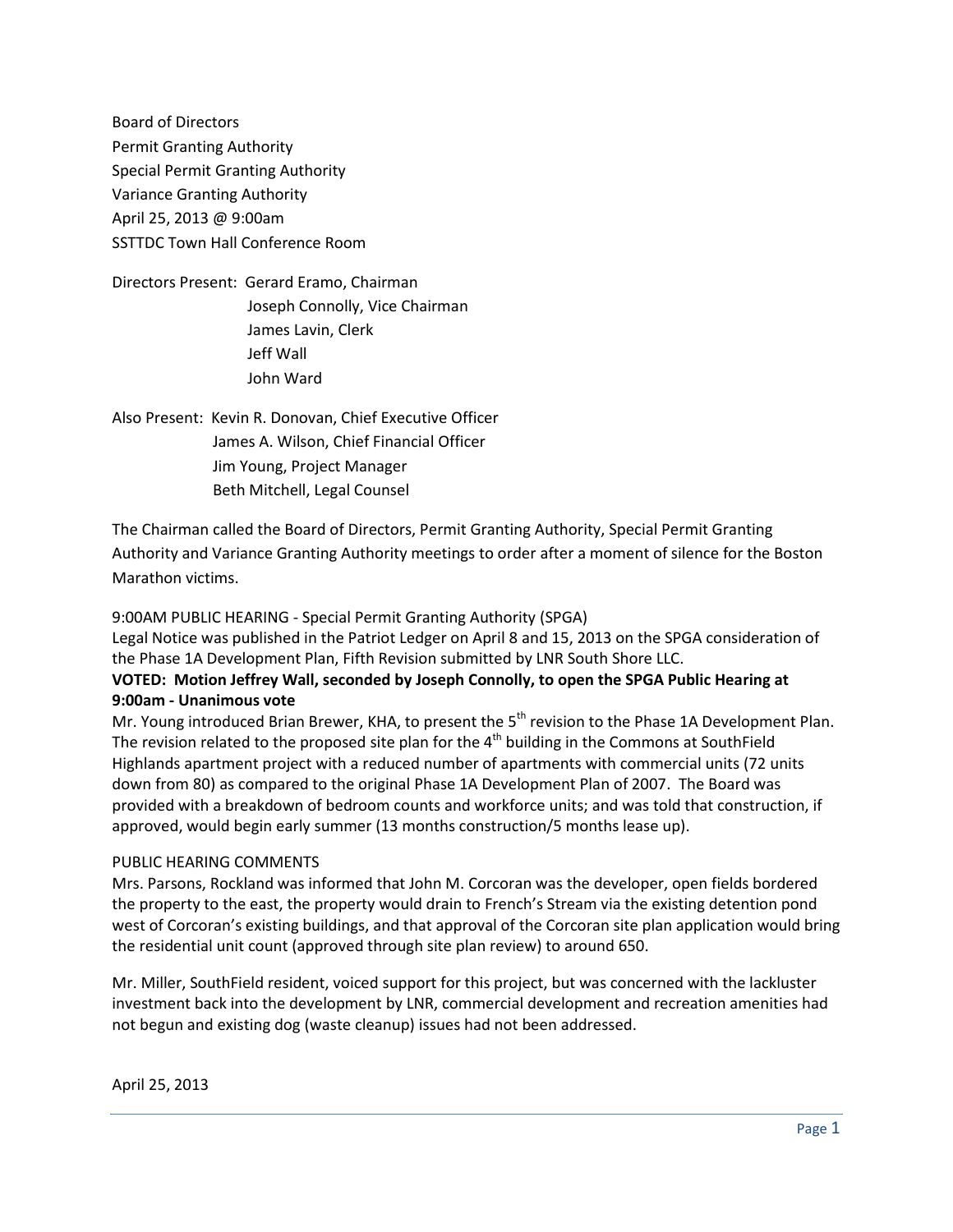Board of Directors
Permit Granting Authority
Special Permit Granting Authority
Variance Granting Authority
April 25, 2013 @ 9:00am
SSTTDC Town Hall Conference Room

Directors Present: Gerard Eramo, Chairman
Joseph Connolly, Vice Chairman
James Lavin, Clerk
Jeff Wall
John Ward

Also Present: Kevin R. Donovan, Chief Executive Officer
James A. Wilson, Chief Financial Officer
Jim Young, Project Manager
Beth Mitchell, Legal Counsel

The Chairman called the Board of Directors, Permit Granting Authority, Special Permit Granting Authority and Variance Granting Authority meetings to order after a moment of silence for the Boston Marathon victims.

9:00AM PUBLIC HEARING - Special Permit Granting Authority (SPGA)
Legal Notice was published in the Patriot Ledger on April 8 and 15, 2013 on the SPGA consideration of the Phase 1A Development Plan, Fifth Revision submitted by LNR South Shore LLC.

**VOTED: Motion Jeffrey Wall, seconded by Joseph Connolly, to open the SPGA Public Hearing at 9:00am - Unanimous vote**

Mr. Young introduced Brian Brewer, KHA, to present the 5th revision to the Phase 1A Development Plan. The revision related to the proposed site plan for the 4th building in the Commons at SouthField Highlands apartment project with a reduced number of apartments with commercial units (72 units down from 80) as compared to the original Phase 1A Development Plan of 2007. The Board was provided with a breakdown of bedroom counts and workforce units; and was told that construction, if approved, would begin early summer (13 months construction/5 months lease up).

PUBLIC HEARING COMMENTS

Mrs. Parsons, Rockland was informed that John M. Corcoran was the developer, open fields bordered the property to the east, the property would drain to French's Stream via the existing detention pond west of Corcoran's existing buildings, and that approval of the Corcoran site plan application would bring the residential unit count (approved through site plan review) to around 650.

Mr. Miller, SouthField resident, voiced support for this project, but was concerned with the lackluster investment back into the development by LNR, commercial development and recreation amenities had not begun and existing dog (waste cleanup) issues had not been addressed.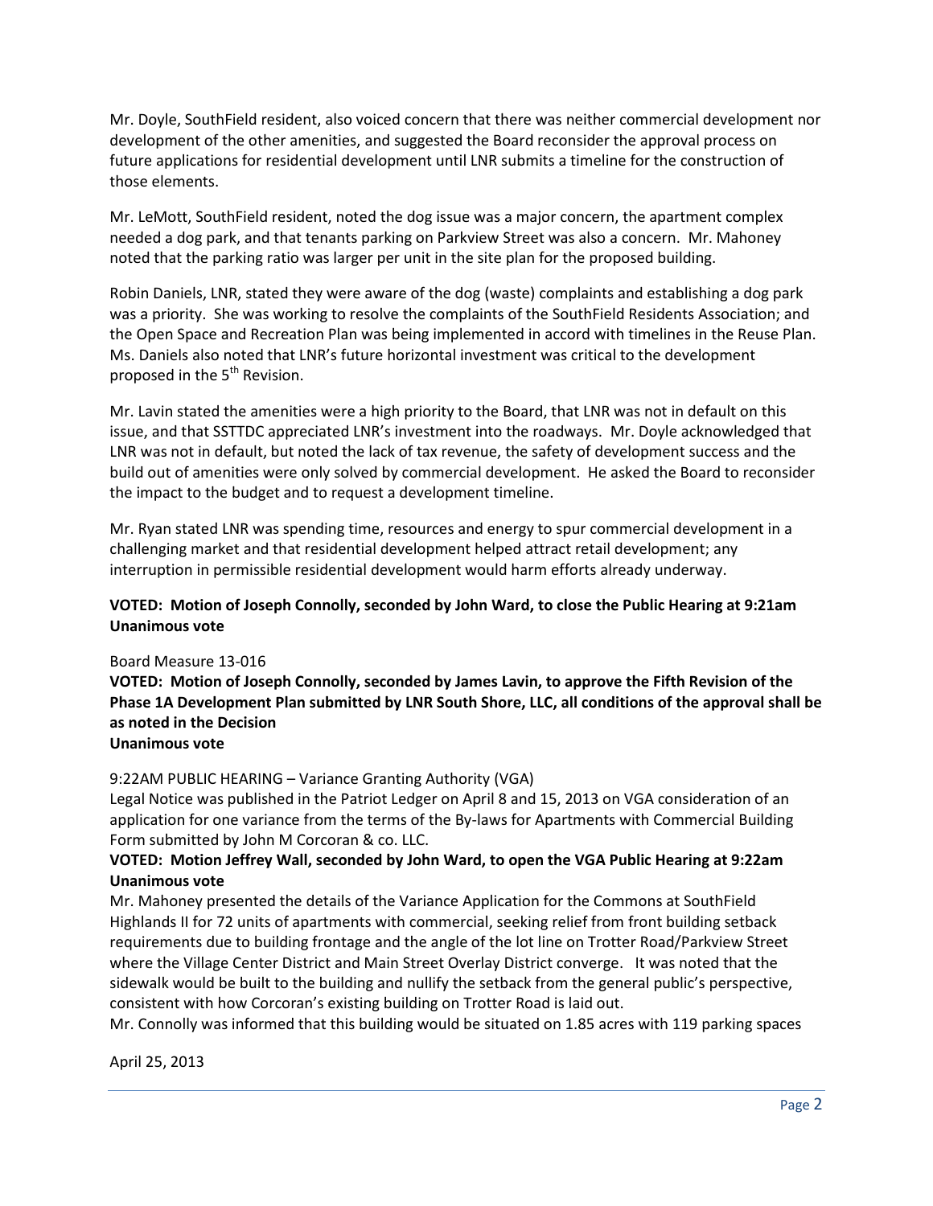Mr. Doyle, SouthField resident, also voiced concern that there was neither commercial development nor development of the other amenities, and suggested the Board reconsider the approval process on future applications for residential development until LNR submits a timeline for the construction of those elements.

Mr. LeMott, SouthField resident, noted the dog issue was a major concern, the apartment complex needed a dog park, and that tenants parking on Parkview Street was also a concern. Mr. Mahoney noted that the parking ratio was larger per unit in the site plan for the proposed building.

Robin Daniels, LNR, stated they were aware of the dog (waste) complaints and establishing a dog park was a priority. She was working to resolve the complaints of the SouthField Residents Association; and the Open Space and Recreation Plan was being implemented in accord with timelines in the Reuse Plan. Ms. Daniels also noted that LNR's future horizontal investment was critical to the development proposed in the 5th Revision.

Mr. Lavin stated the amenities were a high priority to the Board, that LNR was not in default on this issue, and that SSTTDC appreciated LNR's investment into the roadways. Mr. Doyle acknowledged that LNR was not in default, but noted the lack of tax revenue, the safety of development success and the build out of amenities were only solved by commercial development. He asked the Board to reconsider the impact to the budget and to request a development timeline.

Mr. Ryan stated LNR was spending time, resources and energy to spur commercial development in a challenging market and that residential development helped attract retail development; any interruption in permissible residential development would harm efforts already underway.

**VOTED: Motion of Joseph Connolly, seconded by John Ward, to close the Public Hearing at 9:21am Unanimous vote**

Board Measure 13-016

**VOTED: Motion of Joseph Connolly, seconded by James Lavin, to approve the Fifth Revision of the Phase 1A Development Plan submitted by LNR South Shore, LLC, all conditions of the approval shall be as noted in the Decision**
**Unanimous vote**

9:22AM PUBLIC HEARING – Variance Granting Authority (VGA)
Legal Notice was published in the Patriot Ledger on April 8 and 15, 2013 on VGA consideration of an application for one variance from the terms of the By-laws for Apartments with Commercial Building Form submitted by John M Corcoran & co. LLC.

**VOTED: Motion Jeffrey Wall, seconded by John Ward, to open the VGA Public Hearing at 9:22am Unanimous vote**

Mr. Mahoney presented the details of the Variance Application for the Commons at SouthField Highlands II for 72 units of apartments with commercial, seeking relief from front building setback requirements due to building frontage and the angle of the lot line on Trotter Road/Parkview Street where the Village Center District and Main Street Overlay District converge. It was noted that the sidewalk would be built to the building and nullify the setback from the general public's perspective, consistent with how Corcoran's existing building on Trotter Road is laid out.

Mr. Connolly was informed that this building would be situated on 1.85 acres with 119 parking spaces

April 25, 2013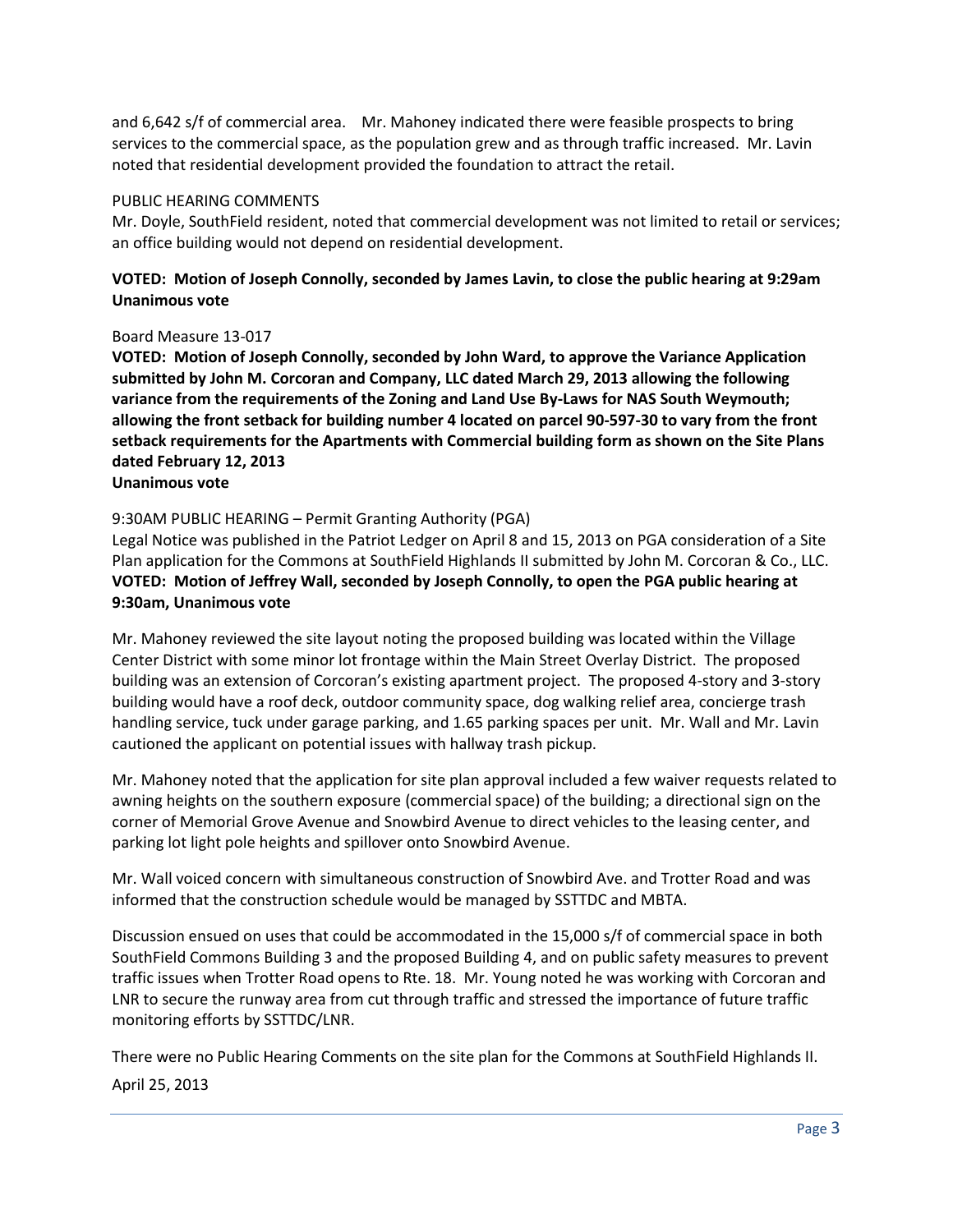and 6,642 s/f of commercial area. Mr. Mahoney indicated there were feasible prospects to bring services to the commercial space, as the population grew and as through traffic increased. Mr. Lavin noted that residential development provided the foundation to attract the retail.

PUBLIC HEARING COMMENTS

Mr. Doyle, SouthField resident, noted that commercial development was not limited to retail or services; an office building would not depend on residential development.

**VOTED: Motion of Joseph Connolly, seconded by James Lavin, to close the public hearing at 9:29am Unanimous vote**

Board Measure 13-017

**VOTED: Motion of Joseph Connolly, seconded by John Ward, to approve the Variance Application submitted by John M. Corcoran and Company, LLC dated March 29, 2013 allowing the following variance from the requirements of the Zoning and Land Use By-Laws for NAS South Weymouth; allowing the front setback for building number 4 located on parcel 90-597-30 to vary from the front setback requirements for the Apartments with Commercial building form as shown on the Site Plans dated February 12, 2013**
**Unanimous vote**

9:30AM PUBLIC HEARING – Permit Granting Authority (PGA)

Legal Notice was published in the Patriot Ledger on April 8 and 15, 2013 on PGA consideration of a Site Plan application for the Commons at SouthField Highlands II submitted by John M. Corcoran & Co., LLC.
**VOTED: Motion of Jeffrey Wall, seconded by Joseph Connolly, to open the PGA public hearing at 9:30am, Unanimous vote**

Mr. Mahoney reviewed the site layout noting the proposed building was located within the Village Center District with some minor lot frontage within the Main Street Overlay District. The proposed building was an extension of Corcoran's existing apartment project. The proposed 4-story and 3-story building would have a roof deck, outdoor community space, dog walking relief area, concierge trash handling service, tuck under garage parking, and 1.65 parking spaces per unit. Mr. Wall and Mr. Lavin cautioned the applicant on potential issues with hallway trash pickup.

Mr. Mahoney noted that the application for site plan approval included a few waiver requests related to awning heights on the southern exposure (commercial space) of the building; a directional sign on the corner of Memorial Grove Avenue and Snowbird Avenue to direct vehicles to the leasing center, and parking lot light pole heights and spillover onto Snowbird Avenue.

Mr. Wall voiced concern with simultaneous construction of Snowbird Ave. and Trotter Road and was informed that the construction schedule would be managed by SSTTDC and MBTA.

Discussion ensued on uses that could be accommodated in the 15,000 s/f of commercial space in both SouthField Commons Building 3 and the proposed Building 4, and on public safety measures to prevent traffic issues when Trotter Road opens to Rte. 18. Mr. Young noted he was working with Corcoran and LNR to secure the runway area from cut through traffic and stressed the importance of future traffic monitoring efforts by SSTTDC/LNR.

There were no Public Hearing Comments on the site plan for the Commons at SouthField Highlands II.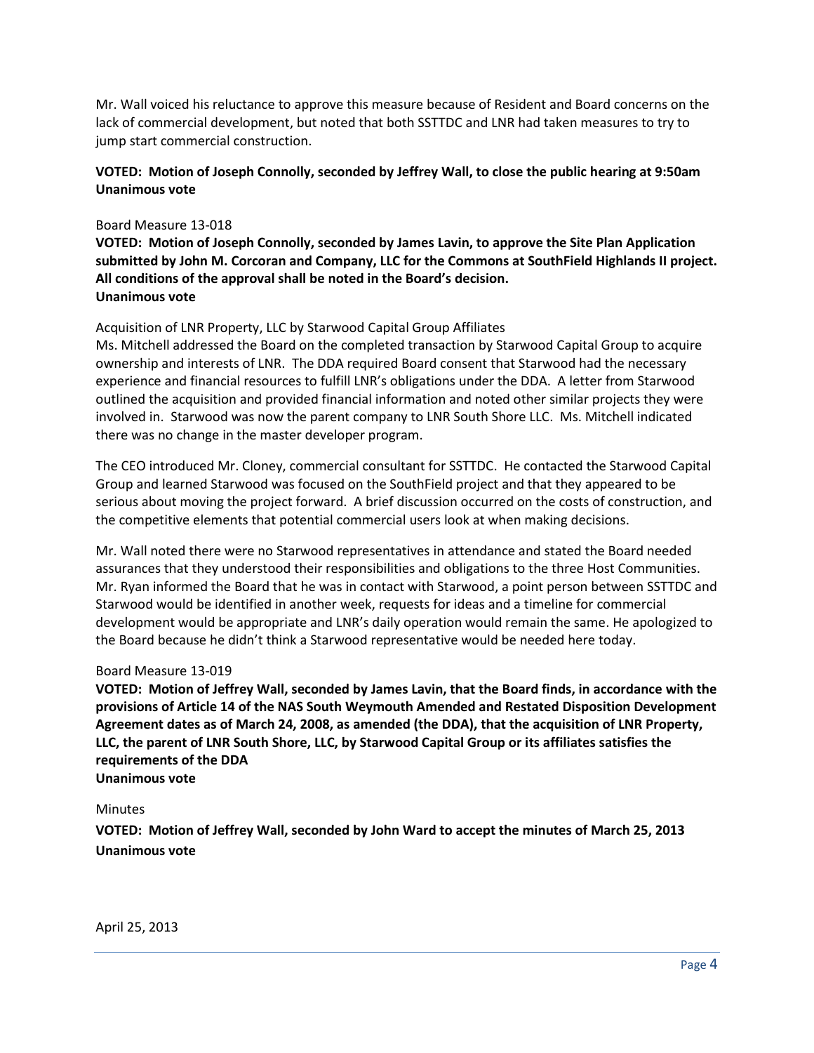Mr. Wall voiced his reluctance to approve this measure because of Resident and Board concerns on the lack of commercial development, but noted that both SSTTDC and LNR had taken measures to try to jump start commercial construction.

**VOTED: Motion of Joseph Connolly, seconded by Jeffrey Wall, to close the public hearing at 9:50am**
**Unanimous vote**

Board Measure 13-018

**VOTED: Motion of Joseph Connolly, seconded by James Lavin, to approve the Site Plan Application submitted by John M. Corcoran and Company, LLC for the Commons at SouthField Highlands II project. All conditions of the approval shall be noted in the Board's decision.**
**Unanimous vote**

Acquisition of LNR Property, LLC by Starwood Capital Group Affiliates

Ms. Mitchell addressed the Board on the completed transaction by Starwood Capital Group to acquire ownership and interests of LNR. The DDA required Board consent that Starwood had the necessary experience and financial resources to fulfill LNR's obligations under the DDA. A letter from Starwood outlined the acquisition and provided financial information and noted other similar projects they were involved in. Starwood was now the parent company to LNR South Shore LLC. Ms. Mitchell indicated there was no change in the master developer program.

The CEO introduced Mr. Cloney, commercial consultant for SSTTDC. He contacted the Starwood Capital Group and learned Starwood was focused on the SouthField project and that they appeared to be serious about moving the project forward. A brief discussion occurred on the costs of construction, and the competitive elements that potential commercial users look at when making decisions.

Mr. Wall noted there were no Starwood representatives in attendance and stated the Board needed assurances that they understood their responsibilities and obligations to the three Host Communities. Mr. Ryan informed the Board that he was in contact with Starwood, a point person between SSTTDC and Starwood would be identified in another week, requests for ideas and a timeline for commercial development would be appropriate and LNR's daily operation would remain the same. He apologized to the Board because he didn't think a Starwood representative would be needed here today.

Board Measure 13-019

**VOTED: Motion of Jeffrey Wall, seconded by James Lavin, that the Board finds, in accordance with the provisions of Article 14 of the NAS South Weymouth Amended and Restated Disposition Development Agreement dates as of March 24, 2008, as amended (the DDA), that the acquisition of LNR Property, LLC, the parent of LNR South Shore, LLC, by Starwood Capital Group or its affiliates satisfies the requirements of the DDA**
**Unanimous vote**

Minutes

**VOTED: Motion of Jeffrey Wall, seconded by John Ward to accept the minutes of March 25, 2013**
**Unanimous vote**

April 25, 2013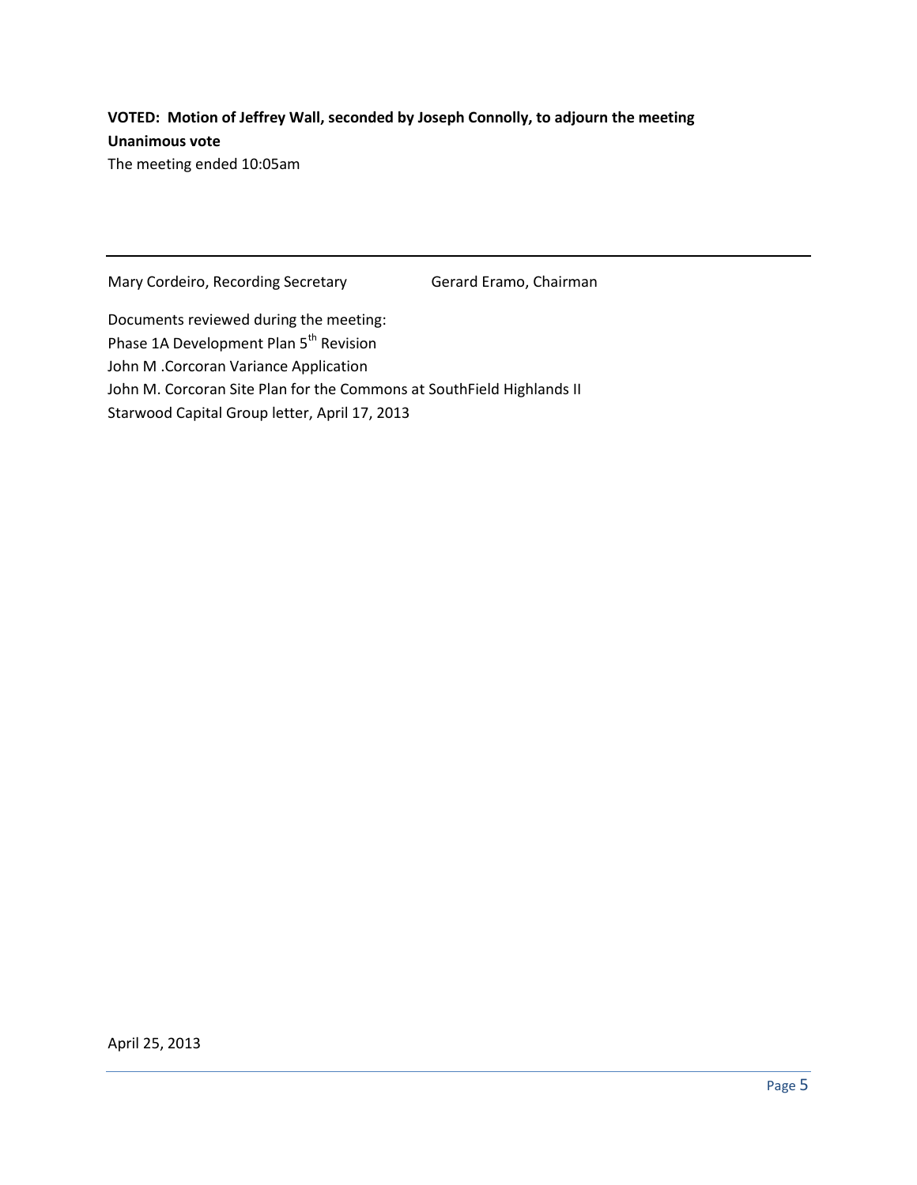**VOTED: Motion of Jeffrey Wall, seconded by Joseph Connolly, to adjourn the meeting**
**Unanimous vote**
The meeting ended 10:05am

---

Mary Cordeiro, Recording Secretary                Gerard Eramo, Chairman

Documents reviewed during the meeting:
Phase 1A Development Plan 5th Revision
John M .Corcoran Variance Application
John M. Corcoran Site Plan for the Commons at SouthField Highlands II
Starwood Capital Group letter, April 17, 2013

April 25, 2013